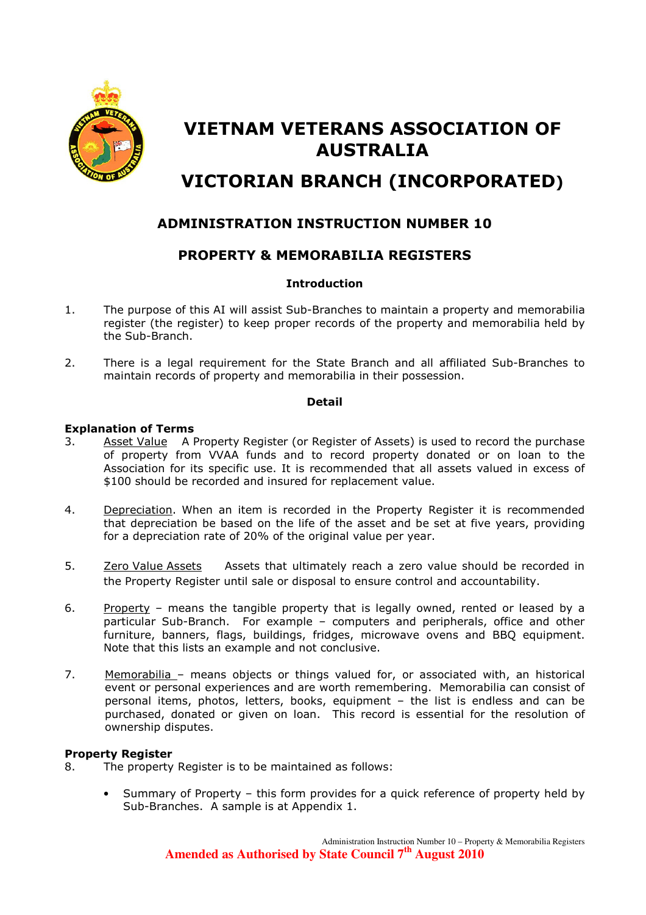# VIETNAM VETERANS ASSOCIATION OF AUSTRALIA

# VICTORIAN BRANCH (INCORPORATED)

## ADMINISTRATION INSTRUCTION NUMBER 10

## PROPERTY & MEMORABILIA REGISTERS

### Introduction

1. The purpose of this AI will assist Sub-Branches to maintain a property and memorabilia register (the register) to keep proper records of the property and memorabilia held by the Sub-Branch.

2. There is a legal requirement for the State Branch and all affiliated Sub-Branches to maintain records of property and memorabilia in their possession.

### Detail

**Explanation of Terms**

3. Asset Value A Property Register (or Register of Assets) is used to record the purchase of property from VVAA funds and to record property donated or on loan to the Association for its specific use. It is recommended that all assets valued in excess of $100 should be recorded and insured for replacement value.

4. Depreciation. When an item is recorded in the Property Register it is recommended that depreciation be based on the life of the asset and be set at five years, providing for a depreciation rate of 20% of the original value per year.

5. Zero Value Assets Assets that ultimately reach a zero value should be recorded in the Property Register until sale or disposal to ensure control and accountability.

6. Property – means the tangible property that is legally owned, rented or leased by a particular Sub-Branch. For example – computers and peripherals, office and other furniture, banners, flags, buildings, fridges, microwave ovens and BBQ equipment. Note that this lists an example and not conclusive.

7. Memorabilia – means objects or things valued for, or associated with, an historical event or personal experiences and are worth remembering. Memorabilia can consist of personal items, photos, letters, books, equipment – the list is endless and can be purchased, donated or given on loan. This record is essential for the resolution of ownership disputes.

**Property Register**

8. The property Register is to be maintained as follows:

   - Summary of Property – this form provides for a quick reference of property held by Sub-Branches. A sample is at Appendix 1.

**Amended as Authorised by State Council 7th August 2010**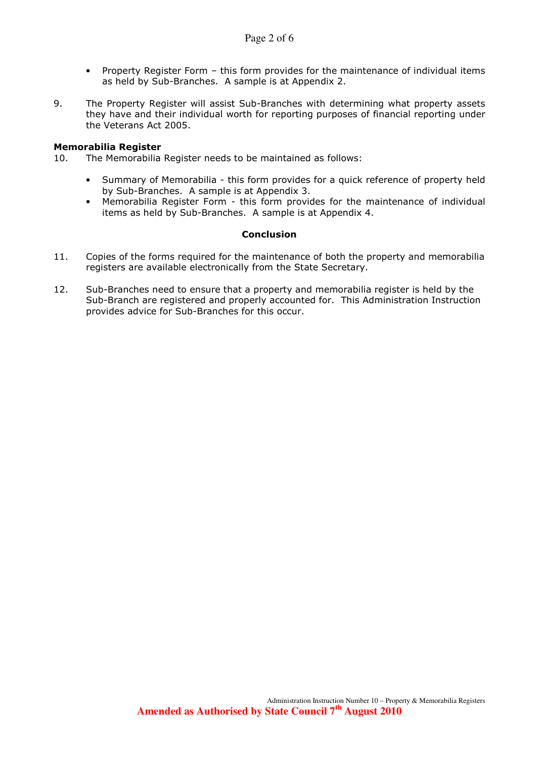- Property Register Form – this form provides for the maintenance of individual items as held by Sub-Branches. A sample is at Appendix 2.

9. The Property Register will assist Sub-Branches with determining what property assets they have and their individual worth for reporting purposes of financial reporting under the Veterans Act 2005.

**Memorabilia Register**

10. The Memorabilia Register needs to be maintained as follows:

    - Summary of Memorabilia - this form provides for a quick reference of property held by Sub-Branches. A sample is at Appendix 3.
    - Memorabilia Register Form - this form provides for the maintenance of individual items as held by Sub-Branches. A sample is at Appendix 4.

## Conclusion

11. Copies of the forms required for the maintenance of both the property and memorabilia registers are available electronically from the State Secretary.

12. Sub-Branches need to ensure that a property and memorabilia register is held by the Sub-Branch are registered and properly accounted for. This Administration Instruction provides advice for Sub-Branches for this occur.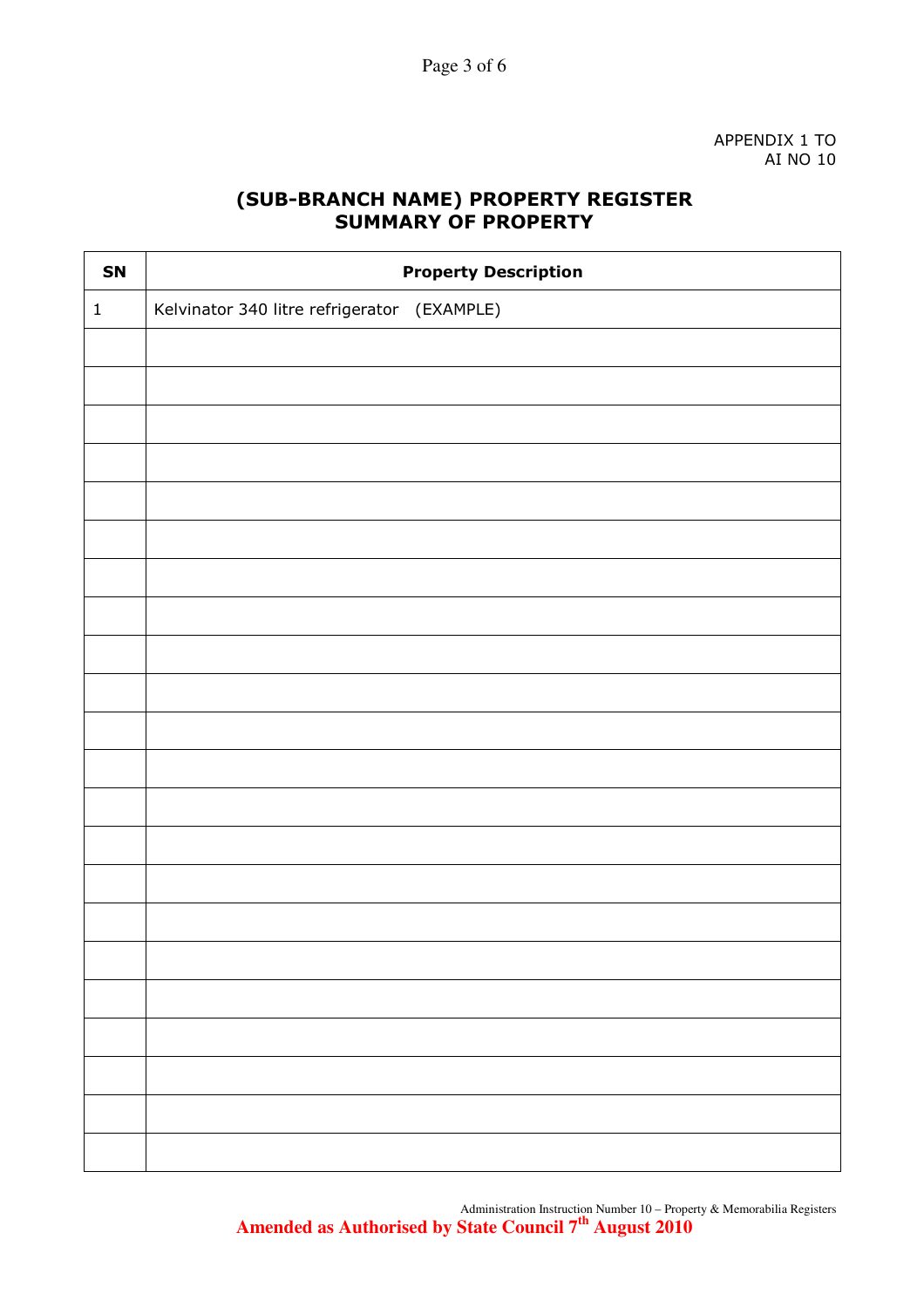APPENDIX 1 TO
AI NO 10

## (SUB-BRANCH NAME) PROPERTY REGISTER
## SUMMARY OF PROPERTY

| SN | Property Description |
|---|---|
| 1 | Kelvinator 340 litre refrigerator (EXAMPLE) |
| | |
| | |
| | |
| | |
| | |
| | |
| | |
| | |
| | |
| | |
| | |
| | |
| | |
| | |
| | |
| | |
| | |
| | |
| | |
| | |
| | |
| | |

Administration Instruction Number 10 – Property & Memorabilia Registers

**Amended as Authorised by State Council 7th August 2010**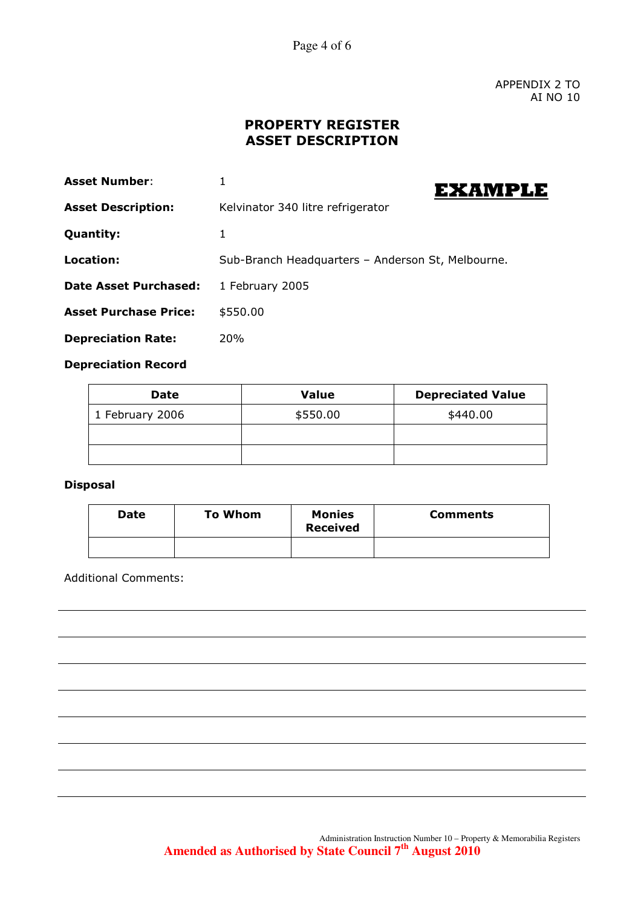APPENDIX 2 TO
AI NO 10

## PROPERTY REGISTER
## ASSET DESCRIPTION

**EXAMPLE**

**Asset Number**: 1

**Asset Description:** Kelvinator 340 litre refrigerator

**Quantity:** 1

**Location:** Sub-Branch Headquarters – Anderson St, Melbourne.

**Date Asset Purchased:** 1 February 2005

**Asset Purchase Price:** $550.00

**Depreciation Rate:** 20%

**Depreciation Record**

| Date | Value | Depreciated Value |
|---|---|---|
| 1 February 2006 | $550.00 | $440.00 |
| | | |
| | | |

**Disposal**

| Date | To Whom | Monies Received | Comments |
|---|---|---|---|
| | | | |

Additional Comments:

Administration Instruction Number 10 – Property & Memorabilia Registers

**Amended as Authorised by State Council 7th August 2010**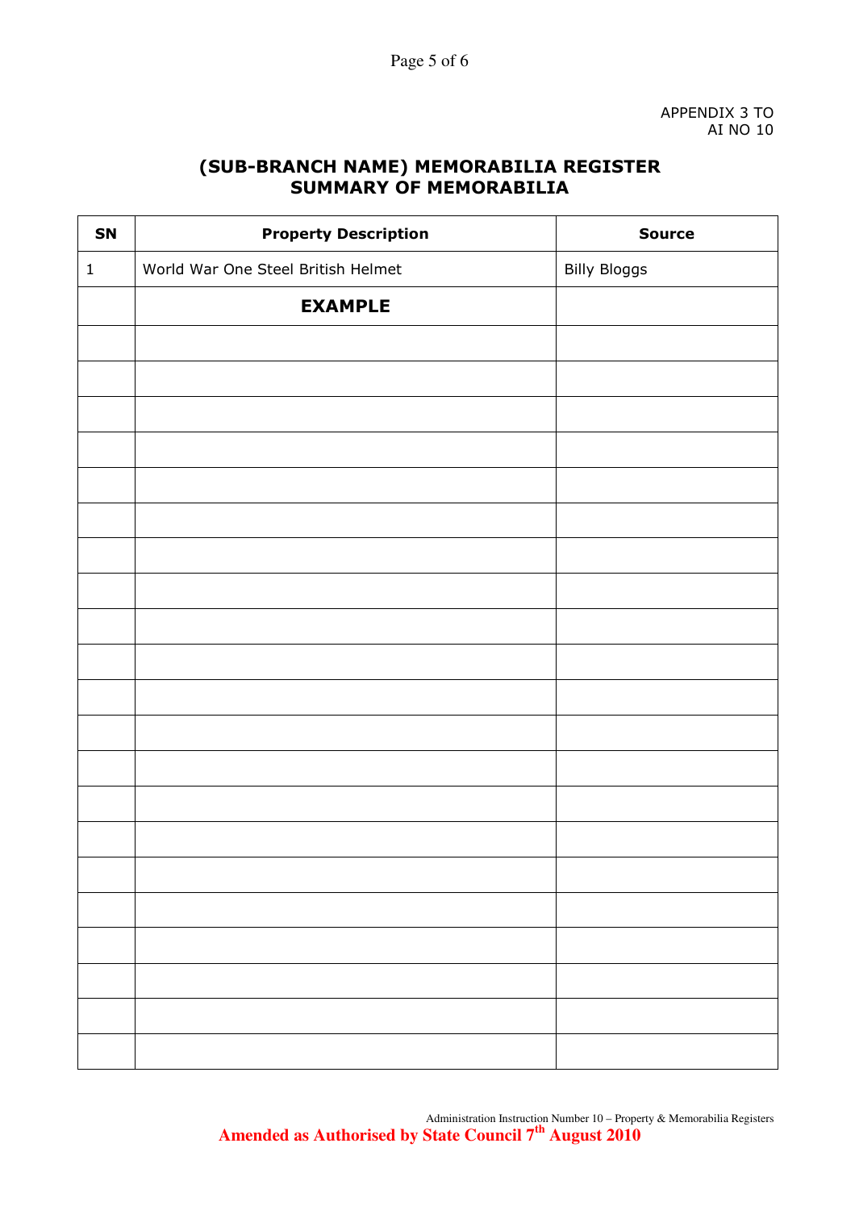APPENDIX 3 TO
AI NO 10

## (SUB-BRANCH NAME) MEMORABILIA REGISTER
## SUMMARY OF MEMORABILIA

| SN | Property Description | Source |
|---|---|---|
| 1 | World War One Steel British Helmet | Billy Bloggs |
| | **EXAMPLE** | |
| | | |
| | | |
| | | |
| | | |
| | | |
| | | |
| | | |
| | | |
| | | |
| | | |
| | | |
| | | |
| | | |
| | | |
| | | |
| | | |
| | | |
| | | |
| | | |
| | | |
| | | |

Administration Instruction Number 10 – Property & Memorabilia Registers

**Amended as Authorised by State Council 7th August 2010**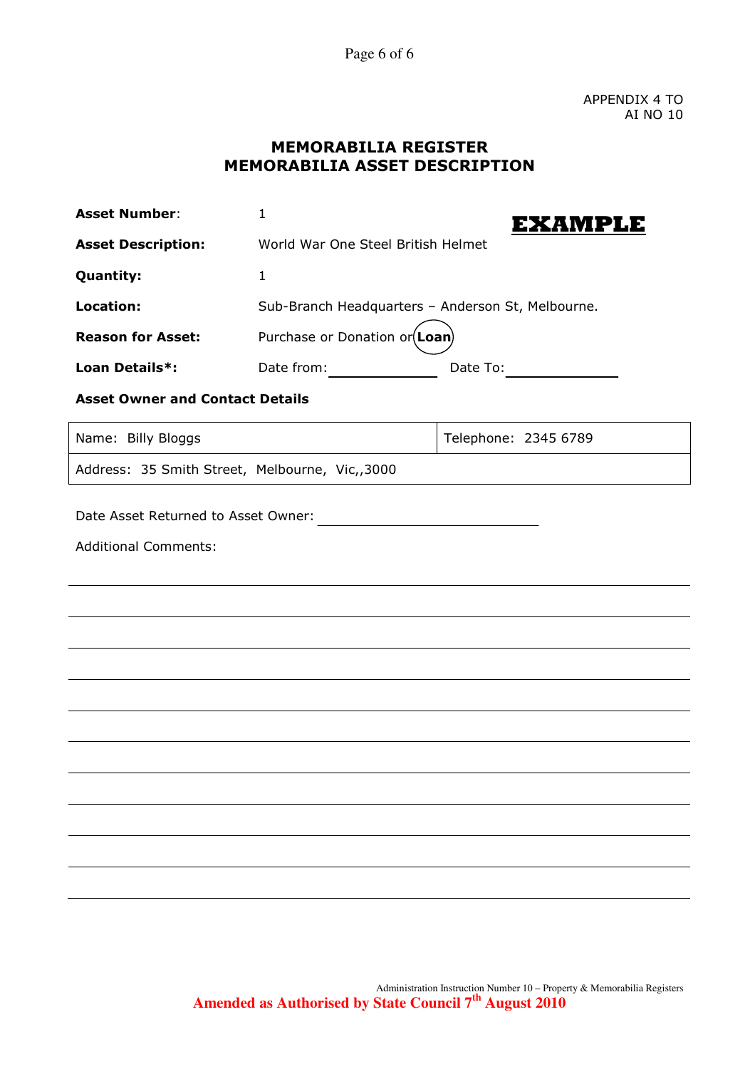APPENDIX 4 TO
AI NO 10

## MEMORABILIA REGISTER
## MEMORABILIA ASSET DESCRIPTION

**EXAMPLE**

**Asset Number**: 1

**Asset Description:** World War One Steel British Helmet

**Quantity:** 1

**Location:** Sub-Branch Headquarters – Anderson St, Melbourne.

**Reason for Asset:** Purchase or Donation or **Loan**

**Loan Details*:** Date from: ____________ Date To: ____________

**Asset Owner and Contact Details**

| | |
|---|---|
| Name: Billy Bloggs | Telephone: 2345 6789 |
| Address: 35 Smith Street, Melbourne, Vic,,3000 | |

Date Asset Returned to Asset Owner: ______________________

Additional Comments:

Amended as Authorised by State Council 7th August 2010